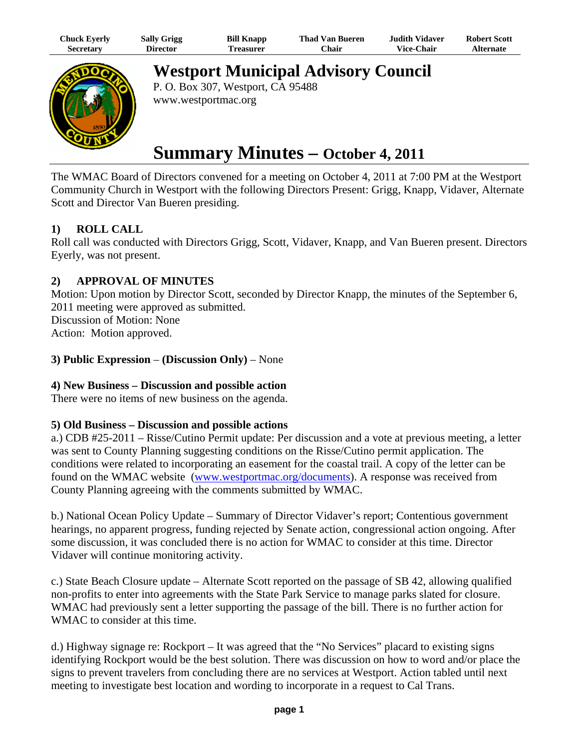| Chuck Eyerly | Sally Grigg | Bill Knapp | Thad Van Bueren | Judith Vidaver | Robert Scott |
|---|---|---|---|---|---|
| Secretary | Director | Treasurer | Chair | Vice-Chair | Alternate |

# Westport Municipal Advisory Council

P. O. Box 307, Westport, CA 95488
www.westportmac.org

# Summary Minutes – October 4, 2011

The WMAC Board of Directors convened for a meeting on October 4, 2011 at 7:00 PM at the Westport Community Church in Westport with the following Directors Present: Grigg, Knapp, Vidaver, Alternate Scott and Director Van Bueren presiding.

## 1) ROLL CALL

Roll call was conducted with Directors Grigg, Scott, Vidaver, Knapp, and Van Bueren present. Directors Eyerly, was not present.

## 2) APPROVAL OF MINUTES

Motion: Upon motion by Director Scott, seconded by Director Knapp, the minutes of the September 6, 2011 meeting were approved as submitted.
Discussion of Motion: None
Action: Motion approved.

**3) Public Expression – (Discussion Only)** – None

**4) New Business – Discussion and possible action**

There were no items of new business on the agenda.

**5) Old Business – Discussion and possible actions**

a.) CDB #25-2011 – Risse/Cutino Permit update: Per discussion and a vote at previous meeting, a letter was sent to County Planning suggesting conditions on the Risse/Cutino permit application. The conditions were related to incorporating an easement for the coastal trail. A copy of the letter can be found on the WMAC website (www.westportmac.org/documents). A response was received from County Planning agreeing with the comments submitted by WMAC.

b.) National Ocean Policy Update – Summary of Director Vidaver's report; Contentious government hearings, no apparent progress, funding rejected by Senate action, congressional action ongoing. After some discussion, it was concluded there is no action for WMAC to consider at this time. Director Vidaver will continue monitoring activity.

c.) State Beach Closure update – Alternate Scott reported on the passage of SB 42, allowing qualified non-profits to enter into agreements with the State Park Service to manage parks slated for closure. WMAC had previously sent a letter supporting the passage of the bill. There is no further action for WMAC to consider at this time.

d.) Highway signage re: Rockport – It was agreed that the "No Services" placard to existing signs identifying Rockport would be the best solution. There was discussion on how to word and/or place the signs to prevent travelers from concluding there are no services at Westport. Action tabled until next meeting to investigate best location and wording to incorporate in a request to Cal Trans.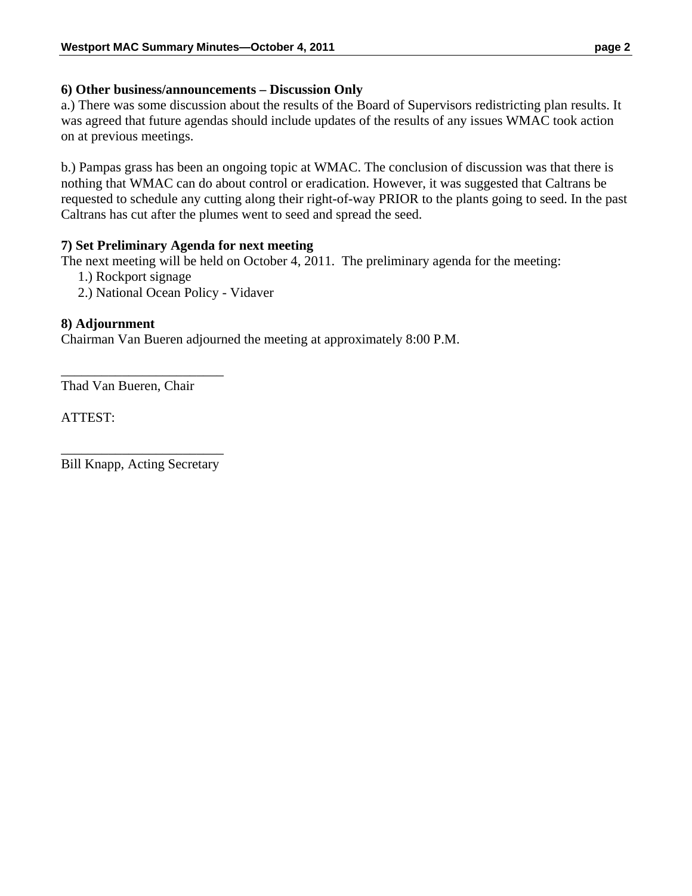**6) Other business/announcements – Discussion Only**

a.) There was some discussion about the results of the Board of Supervisors redistricting plan results. It was agreed that future agendas should include updates of the results of any issues WMAC took action on at previous meetings.

b.) Pampas grass has been an ongoing topic at WMAC. The conclusion of discussion was that there is nothing that WMAC can do about control or eradication. However, it was suggested that Caltrans be requested to schedule any cutting along their right-of-way PRIOR to the plants going to seed. In the past Caltrans has cut after the plumes went to seed and spread the seed.

**7) Set Preliminary Agenda for next meeting**

The next meeting will be held on October 4, 2011. The preliminary agenda for the meeting:

1.) Rockport signage
2.) National Ocean Policy - Vidaver

**8) Adjournment**

Chairman Van Bueren adjourned the meeting at approximately 8:00 P.M.

________________________
Thad Van Bueren, Chair

ATTEST:

________________________
Bill Knapp, Acting Secretary